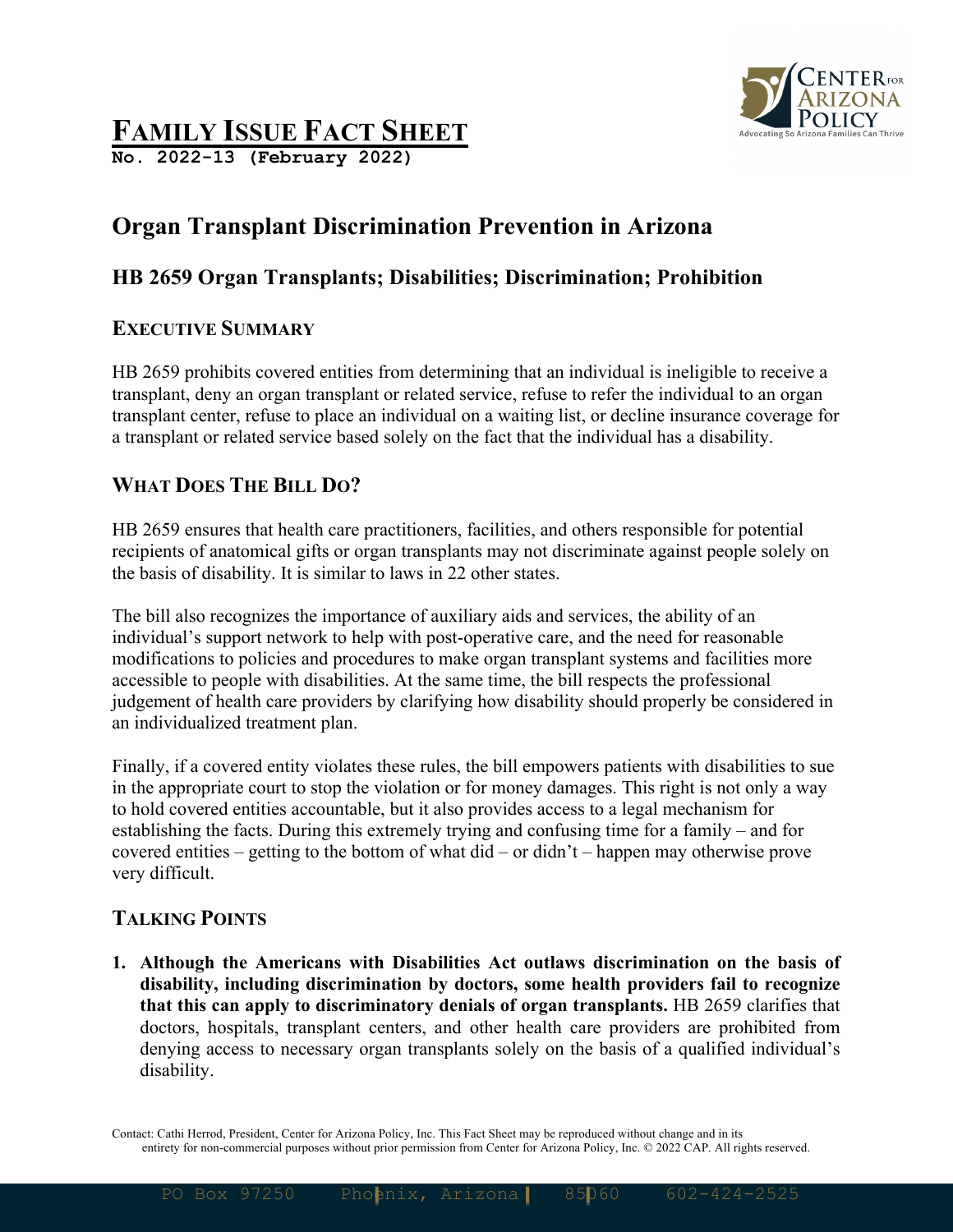# Family Issue Fact Sheet

**No. 2022-13 (February 2022)**

## Organ Transplant Discrimination Prevention in Arizona

### HB 2659 Organ Transplants; Disabilities; Discrimination; Prohibition

### Executive Summary

HB 2659 prohibits covered entities from determining that an individual is ineligible to receive a transplant, deny an organ transplant or related service, refuse to refer the individual to an organ transplant center, refuse to place an individual on a waiting list, or decline insurance coverage for a transplant or related service based solely on the fact that the individual has a disability.

### What Does The Bill Do?

HB 2659 ensures that health care practitioners, facilities, and others responsible for potential recipients of anatomical gifts or organ transplants may not discriminate against people solely on the basis of disability. It is similar to laws in 22 other states.

The bill also recognizes the importance of auxiliary aids and services, the ability of an individual's support network to help with post-operative care, and the need for reasonable modifications to policies and procedures to make organ transplant systems and facilities more accessible to people with disabilities. At the same time, the bill respects the professional judgement of health care providers by clarifying how disability should properly be considered in an individualized treatment plan.

Finally, if a covered entity violates these rules, the bill empowers patients with disabilities to sue in the appropriate court to stop the violation or for money damages. This right is not only a way to hold covered entities accountable, but it also provides access to a legal mechanism for establishing the facts. During this extremely trying and confusing time for a family – and for covered entities – getting to the bottom of what did – or didn't – happen may otherwise prove very difficult.

### Talking Points

1. **Although the Americans with Disabilities Act outlaws discrimination on the basis of disability, including discrimination by doctors, some health providers fail to recognize that this can apply to discriminatory denials of organ transplants.** HB 2659 clarifies that doctors, hospitals, transplant centers, and other health care providers are prohibited from denying access to necessary organ transplants solely on the basis of a qualified individual's disability.

Contact: Cathi Herrod, President, Center for Arizona Policy, Inc. This Fact Sheet may be reproduced without change and in its entirety for non-commercial purposes without prior permission from Center for Arizona Policy, Inc. © 2022 CAP. All rights reserved.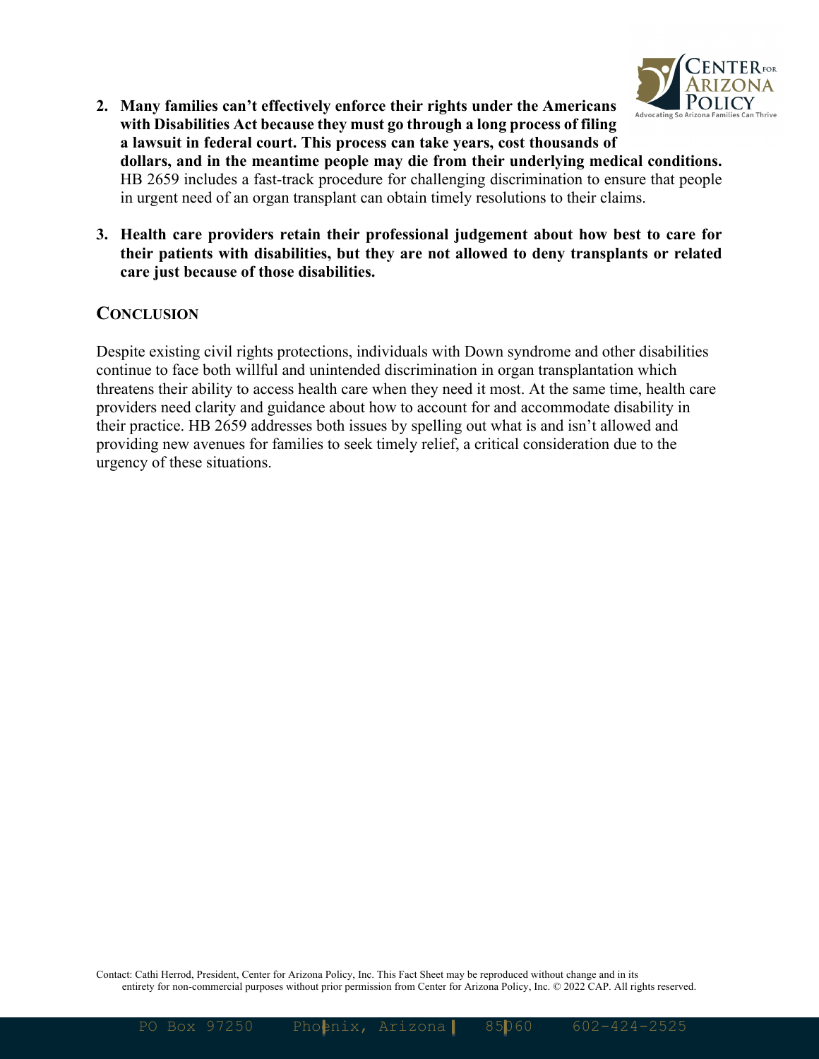2. **Many families can't effectively enforce their rights under the Americans with Disabilities Act because they must go through a long process of filing a lawsuit in federal court. This process can take years, cost thousands of dollars, and in the meantime people may die from their underlying medical conditions.** HB 2659 includes a fast-track procedure for challenging discrimination to ensure that people in urgent need of an organ transplant can obtain timely resolutions to their claims.

3. **Health care providers retain their professional judgement about how best to care for their patients with disabilities, but they are not allowed to deny transplants or related care just because of those disabilities.**

## CONCLUSION

Despite existing civil rights protections, individuals with Down syndrome and other disabilities continue to face both willful and unintended discrimination in organ transplantation which threatens their ability to access health care when they need it most. At the same time, health care providers need clarity and guidance about how to account for and accommodate disability in their practice. HB 2659 addresses both issues by spelling out what is and isn't allowed and providing new avenues for families to seek timely relief, a critical consideration due to the urgency of these situations.

Contact: Cathi Herrod, President, Center for Arizona Policy, Inc. This Fact Sheet may be reproduced without change and in its entirety for non-commercial purposes without prior permission from Center for Arizona Policy, Inc. © 2022 CAP. All rights reserved.

PO Box 97250 Phoenix, Arizona 85060 602-424-2525